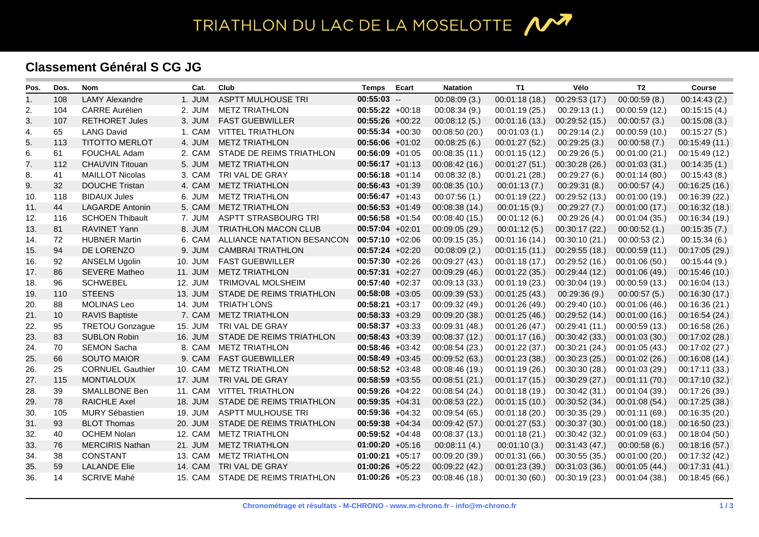# TRIATHLON DU LAC DE LA MOSELOTTE

## Classement Général S CG JG

| Pos. | Dos. | Nom | Cat. | Club | Temps | Ecart | Natation | T1 | Vélo | T2 | Course |
|---|---|---|---|---|---|---|---|---|---|---|---|
| 1. | 108 | LAMY Alexandre | 1. JUM | ASPTT MULHOUSE TRI | **00:55:03** | -- | 00:08:09 (3.) | 00:01:18 (18.) | 00:29:53 (17.) | 00:00:59 (8.) | 00:14:43 (2.) |
| 2. | 104 | CARRE Aurélien | 2. JUM | METZ TRIATHLON | **00:55:22** | +00:18 | 00:08:34 (9.) | 00:01:19 (25.) | 00:29:13 (1.) | 00:00:59 (12.) | 00:15:15 (4.) |
| 3. | 107 | RETHORET Jules | 3. JUM | FAST GUEBWILLER | **00:55:26** | +00:22 | 00:08:12 (5.) | 00:01:16 (13.) | 00:29:52 (15.) | 00:00:57 (3.) | 00:15:08 (3.) |
| 4. | 65 | LANG David | 1. CAM | VITTEL TRIATHLON | **00:55:34** | +00:30 | 00:08:50 (20.) | 00:01:03 (1.) | 00:29:14 (2.) | 00:00:59 (10.) | 00:15:27 (5.) |
| 5. | 113 | TITOTTO MERLOT | 4. JUM | METZ TRIATHLON | **00:56:06** | +01:02 | 00:08:25 (6.) | 00:01:27 (52.) | 00:29:25 (3.) | 00:00:58 (7.) | 00:15:49 (11.) |
| 6. | 61 | FOUCHAL Adam | 2. CAM | STADE DE REIMS TRIATHLON | **00:56:09** | +01:05 | 00:08:35 (11.) | 00:01:15 (12.) | 00:29:26 (5.) | 00:01:00 (21.) | 00:15:49 (12.) |
| 7. | 112 | CHAUVIN Titouan | 5. JUM | METZ TRIATHLON | **00:56:17** | +01:13 | 00:08:42 (16.) | 00:01:27 (51.) | 00:30:28 (26.) | 00:01:03 (31.) | 00:14:35 (1.) |
| 8. | 41 | MAILLOT Nicolas | 3. CAM | TRI VAL DE GRAY | **00:56:18** | +01:14 | 00:08:32 (8.) | 00:01:21 (28.) | 00:29:27 (6.) | 00:01:14 (80.) | 00:15:43 (8.) |
| 9. | 32 | DOUCHE Tristan | 4. CAM | METZ TRIATHLON | **00:56:43** | +01:39 | 00:08:35 (10.) | 00:01:13 (7.) | 00:29:31 (8.) | 00:00:57 (4.) | 00:16:25 (16.) |
| 10. | 118 | BIDAUX Jules | 6. JUM | METZ TRIATHLON | **00:56:47** | +01:43 | 00:07:56 (1.) | 00:01:19 (22.) | 00:29:52 (13.) | 00:01:00 (19.) | 00:16:39 (22.) |
| 11. | 44 | LAGARDE Antonin | 5. CAM | METZ TRIATHLON | **00:56:53** | +01:49 | 00:08:38 (14.) | 00:01:15 (9.) | 00:29:27 (7.) | 00:01:00 (17.) | 00:16:32 (18.) |
| 12. | 116 | SCHOEN Thibault | 7. JUM | ASPTT STRASBOURG TRI | **00:56:58** | +01:54 | 00:08:40 (15.) | 00:01:12 (6.) | 00:29:26 (4.) | 00:01:04 (35.) | 00:16:34 (19.) |
| 13. | 81 | RAVINET Yann | 8. JUM | TRIATHLON MACON CLUB | **00:57:04** | +02:01 | 00:09:05 (29.) | 00:01:12 (5.) | 00:30:17 (22.) | 00:00:52 (1.) | 00:15:35 (7.) |
| 14. | 72 | HUBNER Martin | 6. CAM | ALLIANCE NATATION BESANCON | **00:57:10** | +02:06 | 00:09:15 (35.) | 00:01:16 (14.) | 00:30:10 (21.) | 00:00:53 (2.) | 00:15:34 (6.) |
| 15. | 94 | DE LORENZO | 9. JUM | CAMBRAI TRIATHLON | **00:57:24** | +02:20 | 00:08:09 (2.) | 00:01:15 (11.) | 00:29:55 (18.) | 00:00:59 (11.) | 00:17:05 (29.) |
| 16. | 92 | ANSELM Ugolin | 10. JUM | FAST GUEBWILLER | **00:57:30** | +02:26 | 00:09:27 (43.) | 00:01:18 (17.) | 00:29:52 (16.) | 00:01:06 (50.) | 00:15:44 (9.) |
| 17. | 86 | SEVERE Matheo | 11. JUM | METZ TRIATHLON | **00:57:31** | +02:27 | 00:09:29 (46.) | 00:01:22 (35.) | 00:29:44 (12.) | 00:01:06 (49.) | 00:15:46 (10.) |
| 18. | 96 | SCHWEBEL | 12. JUM | TRIMOVAL MOLSHEIM | **00:57:40** | +02:37 | 00:09:13 (33.) | 00:01:19 (23.) | 00:30:04 (19.) | 00:00:59 (13.) | 00:16:04 (13.) |
| 19. | 110 | STEENS | 13. JUM | STADE DE REIMS TRIATHLON | **00:58:08** | +03:05 | 00:09:39 (53.) | 00:01:25 (43.) | 00:29:36 (9.) | 00:00:57 (5.) | 00:16:30 (17.) |
| 20. | 88 | MOLINAS Leo | 14. JUM | TRIATH`LONS | **00:58:21** | +03:17 | 00:09:32 (49.) | 00:01:26 (49.) | 00:29:40 (10.) | 00:01:06 (46.) | 00:16:36 (21.) |
| 21. | 10 | RAVIS Baptiste | 7. CAM | METZ TRIATHLON | **00:58:33** | +03:29 | 00:09:20 (38.) | 00:01:25 (46.) | 00:29:52 (14.) | 00:01:00 (16.) | 00:16:54 (24.) |
| 22. | 95 | TRETOU Gonzague | 15. JUM | TRI VAL DE GRAY | **00:58:37** | +03:33 | 00:09:31 (48.) | 00:01:26 (47.) | 00:29:41 (11.) | 00:00:59 (13.) | 00:16:58 (26.) |
| 23. | 83 | SUBLON Robin | 16. JUM | STADE DE REIMS TRIATHLON | **00:58:43** | +03:39 | 00:08:37 (12.) | 00:01:17 (16.) | 00:30:42 (33.) | 00:01:03 (30.) | 00:17:02 (28.) |
| 24. | 70 | SEMON Sacha | 8. CAM | METZ TRIATHLON | **00:58:46** | +03:42 | 00:08:54 (23.) | 00:01:22 (37.) | 00:30:21 (24.) | 00:01:05 (43.) | 00:17:02 (27.) |
| 25. | 66 | SOUTO MAIOR | 9. CAM | FAST GUEBWILLER | **00:58:49** | +03:45 | 00:09:52 (63.) | 00:01:23 (38.) | 00:30:23 (25.) | 00:01:02 (26.) | 00:16:08 (14.) |
| 26. | 25 | CORNUEL Gauthier | 10. CAM | METZ TRIATHLON | **00:58:52** | +03:48 | 00:08:46 (19.) | 00:01:19 (26.) | 00:30:30 (28.) | 00:01:03 (29.) | 00:17:11 (33.) |
| 27. | 115 | MONTIALOUX | 17. JUM | TRI VAL DE GRAY | **00:58:59** | +03:55 | 00:08:51 (21.) | 00:01:17 (15.) | 00:30:29 (27.) | 00:01:11 (70.) | 00:17:10 (32.) |
| 28. | 39 | SMALLBONE Ben | 11. CAM | VITTEL TRIATHLON | **00:59:26** | +04:22 | 00:08:54 (24.) | 00:01:18 (19.) | 00:30:42 (31.) | 00:01:04 (39.) | 00:17:26 (39.) |
| 29. | 78 | RAICHLE Axel | 18. JUM | STADE DE REIMS TRIATHLON | **00:59:35** | +04:31 | 00:08:53 (22.) | 00:01:15 (10.) | 00:30:52 (34.) | 00:01:08 (54.) | 00:17:25 (38.) |
| 30. | 105 | MURY Sébastien | 19. JUM | ASPTT MULHOUSE TRI | **00:59:36** | +04:32 | 00:09:54 (65.) | 00:01:18 (20.) | 00:30:35 (29.) | 00:01:11 (69.) | 00:16:35 (20.) |
| 31. | 93 | BLOT Thomas | 20. JUM | STADE DE REIMS TRIATHLON | **00:59:38** | +04:34 | 00:09:42 (57.) | 00:01:27 (53.) | 00:30:37 (30.) | 00:01:00 (18.) | 00:16:50 (23.) |
| 32. | 40 | OCHEM Nolan | 12. CAM | METZ TRIATHLON | **00:59:52** | +04:48 | 00:08:37 (13.) | 00:01:18 (21.) | 00:30:42 (32.) | 00:01:09 (63.) | 00:18:04 (50.) |
| 33. | 76 | MERCIRIS Nathan | 21. JUM | METZ TRIATHLON | **01:00:20** | +05:16 | 00:08:11 (4.) | 00:01:10 (3.) | 00:31:43 (47.) | 00:00:58 (6.) | 00:18:16 (57.) |
| 34. | 38 | CONSTANT | 13. CAM | METZ TRIATHLON | **01:00:21** | +05:17 | 00:09:20 (39.) | 00:01:31 (66.) | 00:30:55 (35.) | 00:01:00 (20.) | 00:17:32 (42.) |
| 35. | 59 | LALANDE Elie | 14. CAM | TRI VAL DE GRAY | **01:00:26** | +05:22 | 00:09:22 (42.) | 00:01:23 (39.) | 00:31:03 (36.) | 00:01:05 (44.) | 00:17:31 (41.) |
| 36. | 14 | SCRIVE Mahé | 15. CAM | STADE DE REIMS TRIATHLON | **01:00:26** | +05:23 | 00:08:46 (18.) | 00:01:30 (60.) | 00:30:19 (23.) | 00:01:04 (38.) | 00:18:45 (66.) |

Chronométrage et résultats - M-CHRONO - www.m-chrono.fr - info@m-chrono.fr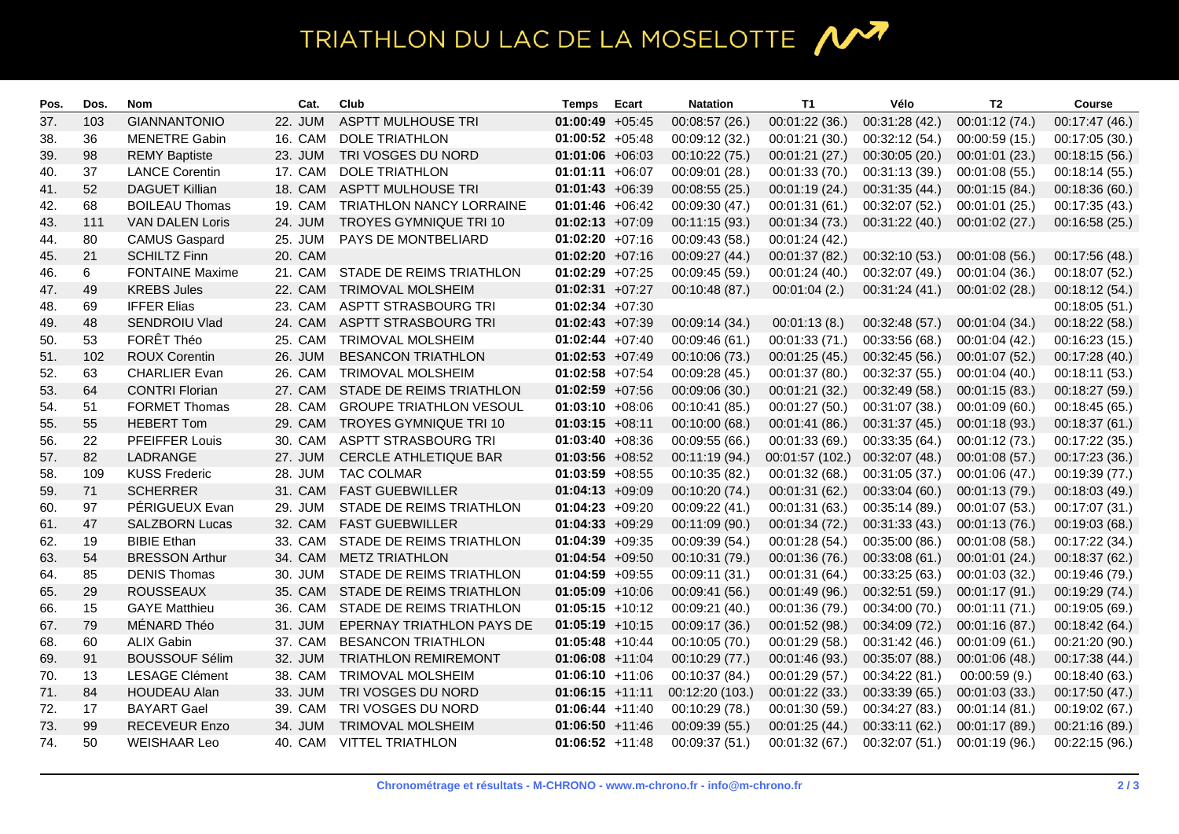# TRIATHLON DU LAC DE LA MOSELOTTE

| Pos. | Dos. | Nom | Cat. | Club | Temps | Ecart | Natation | T1 | Vélo | T2 | Course |
|---|---|---|---|---|---|---|---|---|---|---|---|
| 37. | 103 | GIANNANTONIO | 22. JUM | ASPTT MULHOUSE TRI | **01:00:49** | +05:45 | 00:08:57 (26.) | 00:01:22 (36.) | 00:31:28 (42.) | 00:01:12 (74.) | 00:17:47 (46.) |
| 38. | 36 | MENETRE Gabin | 16. CAM | DOLE TRIATHLON | **01:00:52** | +05:48 | 00:09:12 (32.) | 00:01:21 (30.) | 00:32:12 (54.) | 00:00:59 (15.) | 00:17:05 (30.) |
| 39. | 98 | REMY Baptiste | 23. JUM | TRI VOSGES DU NORD | **01:01:06** | +06:03 | 00:10:22 (75.) | 00:01:21 (27.) | 00:30:05 (20.) | 00:01:01 (23.) | 00:18:15 (56.) |
| 40. | 37 | LANCE Corentin | 17. CAM | DOLE TRIATHLON | **01:01:11** | +06:07 | 00:09:01 (28.) | 00:01:33 (70.) | 00:31:13 (39.) | 00:01:08 (55.) | 00:18:14 (55.) |
| 41. | 52 | DAGUET Killian | 18. CAM | ASPTT MULHOUSE TRI | **01:01:43** | +06:39 | 00:08:55 (25.) | 00:01:19 (24.) | 00:31:35 (44.) | 00:01:15 (84.) | 00:18:36 (60.) |
| 42. | 68 | BOILEAU Thomas | 19. CAM | TRIATHLON NANCY LORRAINE | **01:01:46** | +06:42 | 00:09:30 (47.) | 00:01:31 (61.) | 00:32:07 (52.) | 00:01:01 (25.) | 00:17:35 (43.) |
| 43. | 111 | VAN DALEN Loris | 24. JUM | TROYES GYMNIQUE TRI 10 | **01:02:13** | +07:09 | 00:11:15 (93.) | 00:01:34 (73.) | 00:31:22 (40.) | 00:01:02 (27.) | 00:16:58 (25.) |
| 44. | 80 | CAMUS Gaspard | 25. JUM | PAYS DE MONTBELIARD | **01:02:20** | +07:16 | 00:09:43 (58.) | 00:01:24 (42.) | | | |
| 45. | 21 | SCHILTZ Finn | 20. CAM | | **01:02:20** | +07:16 | 00:09:27 (44.) | 00:01:37 (82.) | 00:32:10 (53.) | 00:01:08 (56.) | 00:17:56 (48.) |
| 46. | 6 | FONTAINE Maxime | 21. CAM | STADE DE REIMS TRIATHLON | **01:02:29** | +07:25 | 00:09:45 (59.) | 00:01:24 (40.) | 00:32:07 (49.) | 00:01:04 (36.) | 00:18:07 (52.) |
| 47. | 49 | KREBS Jules | 22. CAM | TRIMOVAL MOLSHEIM | **01:02:31** | +07:27 | 00:10:48 (87.) | 00:01:04 (2.) | 00:31:24 (41.) | 00:01:02 (28.) | 00:18:12 (54.) |
| 48. | 69 | IFFER Elias | 23. CAM | ASPTT STRASBOURG TRI | **01:02:34** | +07:30 | | | | | 00:18:05 (51.) |
| 49. | 48 | SENDROIU Vlad | 24. CAM | ASPTT STRASBOURG TRI | **01:02:43** | +07:39 | 00:09:14 (34.) | 00:01:13 (8.) | 00:32:48 (57.) | 00:01:04 (34.) | 00:18:22 (58.) |
| 50. | 53 | FORÊT Théo | 25. CAM | TRIMOVAL MOLSHEIM | **01:02:44** | +07:40 | 00:09:46 (61.) | 00:01:33 (71.) | 00:33:56 (68.) | 00:01:04 (42.) | 00:16:23 (15.) |
| 51. | 102 | ROUX Corentin | 26. JUM | BESANCON TRIATHLON | **01:02:53** | +07:49 | 00:10:06 (73.) | 00:01:25 (45.) | 00:32:45 (56.) | 00:01:07 (52.) | 00:17:28 (40.) |
| 52. | 63 | CHARLIER Evan | 26. CAM | TRIMOVAL MOLSHEIM | **01:02:58** | +07:54 | 00:09:28 (45.) | 00:01:37 (80.) | 00:32:37 (55.) | 00:01:04 (40.) | 00:18:11 (53.) |
| 53. | 64 | CONTRI Florian | 27. CAM | STADE DE REIMS TRIATHLON | **01:02:59** | +07:56 | 00:09:06 (30.) | 00:01:21 (32.) | 00:32:49 (58.) | 00:01:15 (83.) | 00:18:27 (59.) |
| 54. | 51 | FORMET Thomas | 28. CAM | GROUPE TRIATHLON VESOUL | **01:03:10** | +08:06 | 00:10:41 (85.) | 00:01:27 (50.) | 00:31:07 (38.) | 00:01:09 (60.) | 00:18:45 (65.) |
| 55. | 55 | HEBERT Tom | 29. CAM | TROYES GYMNIQUE TRI 10 | **01:03:15** | +08:11 | 00:10:00 (68.) | 00:01:41 (86.) | 00:31:37 (45.) | 00:01:18 (93.) | 00:18:37 (61.) |
| 56. | 22 | PFEIFFER Louis | 30. CAM | ASPTT STRASBOURG TRI | **01:03:40** | +08:36 | 00:09:55 (66.) | 00:01:33 (69.) | 00:33:35 (64.) | 00:01:12 (73.) | 00:17:22 (35.) |
| 57. | 82 | LADRANGE | 27. JUM | CERCLE ATHLETIQUE BAR | **01:03:56** | +08:52 | 00:11:19 (94.) | 00:01:57 (102.) | 00:32:07 (48.) | 00:01:08 (57.) | 00:17:23 (36.) |
| 58. | 109 | KUSS Frederic | 28. JUM | TAC COLMAR | **01:03:59** | +08:55 | 00:10:35 (82.) | 00:01:32 (68.) | 00:31:05 (37.) | 00:01:06 (47.) | 00:19:39 (77.) |
| 59. | 71 | SCHERRER | 31. CAM | FAST GUEBWILLER | **01:04:13** | +09:09 | 00:10:20 (74.) | 00:01:31 (62.) | 00:33:04 (60.) | 00:01:13 (79.) | 00:18:03 (49.) |
| 60. | 97 | PÉRIGUEUX Evan | 29. JUM | STADE DE REIMS TRIATHLON | **01:04:23** | +09:20 | 00:09:22 (41.) | 00:01:31 (63.) | 00:35:14 (89.) | 00:01:07 (53.) | 00:17:07 (31.) |
| 61. | 47 | SALZBORN Lucas | 32. CAM | FAST GUEBWILLER | **01:04:33** | +09:29 | 00:11:09 (90.) | 00:01:34 (72.) | 00:31:33 (43.) | 00:01:13 (76.) | 00:19:03 (68.) |
| 62. | 19 | BIBIE Ethan | 33. CAM | STADE DE REIMS TRIATHLON | **01:04:39** | +09:35 | 00:09:39 (54.) | 00:01:28 (54.) | 00:35:00 (86.) | 00:01:08 (58.) | 00:17:22 (34.) |
| 63. | 54 | BRESSON Arthur | 34. CAM | METZ TRIATHLON | **01:04:54** | +09:50 | 00:10:31 (79.) | 00:01:36 (76.) | 00:33:08 (61.) | 00:01:01 (24.) | 00:18:37 (62.) |
| 64. | 85 | DENIS Thomas | 30. JUM | STADE DE REIMS TRIATHLON | **01:04:59** | +09:55 | 00:09:11 (31.) | 00:01:31 (64.) | 00:33:25 (63.) | 00:01:03 (32.) | 00:19:46 (79.) |
| 65. | 29 | ROUSSEAUX | 35. CAM | STADE DE REIMS TRIATHLON | **01:05:09** | +10:06 | 00:09:41 (56.) | 00:01:49 (96.) | 00:32:51 (59.) | 00:01:17 (91.) | 00:19:29 (74.) |
| 66. | 15 | GAYE Matthieu | 36. CAM | STADE DE REIMS TRIATHLON | **01:05:15** | +10:12 | 00:09:21 (40.) | 00:01:36 (79.) | 00:34:00 (70.) | 00:01:11 (71.) | 00:19:05 (69.) |
| 67. | 79 | MÉNARD Théo | 31. JUM | EPERNAY TRIATHLON PAYS DE | **01:05:19** | +10:15 | 00:09:17 (36.) | 00:01:52 (98.) | 00:34:09 (72.) | 00:01:16 (87.) | 00:18:42 (64.) |
| 68. | 60 | ALIX Gabin | 37. CAM | BESANCON TRIATHLON | **01:05:48** | +10:44 | 00:10:05 (70.) | 00:01:29 (58.) | 00:31:42 (46.) | 00:01:09 (61.) | 00:21:20 (90.) |
| 69. | 91 | BOUSSOUF Sélim | 32. JUM | TRIATHLON REMIREMONT | **01:06:08** | +11:04 | 00:10:29 (77.) | 00:01:46 (93.) | 00:35:07 (88.) | 00:01:06 (48.) | 00:17:38 (44.) |
| 70. | 13 | LESAGE Clément | 38. CAM | TRIMOVAL MOLSHEIM | **01:06:10** | +11:06 | 00:10:37 (84.) | 00:01:29 (57.) | 00:34:22 (81.) | 00:00:59 (9.) | 00:18:40 (63.) |
| 71. | 84 | HOUDEAU Alan | 33. JUM | TRI VOSGES DU NORD | **01:06:15** | +11:11 | 00:12:20 (103.) | 00:01:22 (33.) | 00:33:39 (65.) | 00:01:03 (33.) | 00:17:50 (47.) |
| 72. | 17 | BAYART Gael | 39. CAM | TRI VOSGES DU NORD | **01:06:44** | +11:40 | 00:10:29 (78.) | 00:01:30 (59.) | 00:34:27 (83.) | 00:01:14 (81.) | 00:19:02 (67.) |
| 73. | 99 | RECEVEUR Enzo | 34. JUM | TRIMOVAL MOLSHEIM | **01:06:50** | +11:46 | 00:09:39 (55.) | 00:01:25 (44.) | 00:33:11 (62.) | 00:01:17 (89.) | 00:21:16 (89.) |
| 74. | 50 | WEISHAAR Leo | 40. CAM | VITTEL TRIATHLON | **01:06:52** | +11:48 | 00:09:37 (51.) | 00:01:32 (67.) | 00:32:07 (51.) | 00:01:19 (96.) | 00:22:15 (96.) |

Chronométrage et résultats - M-CHRONO - www.m-chrono.fr - info@m-chrono.fr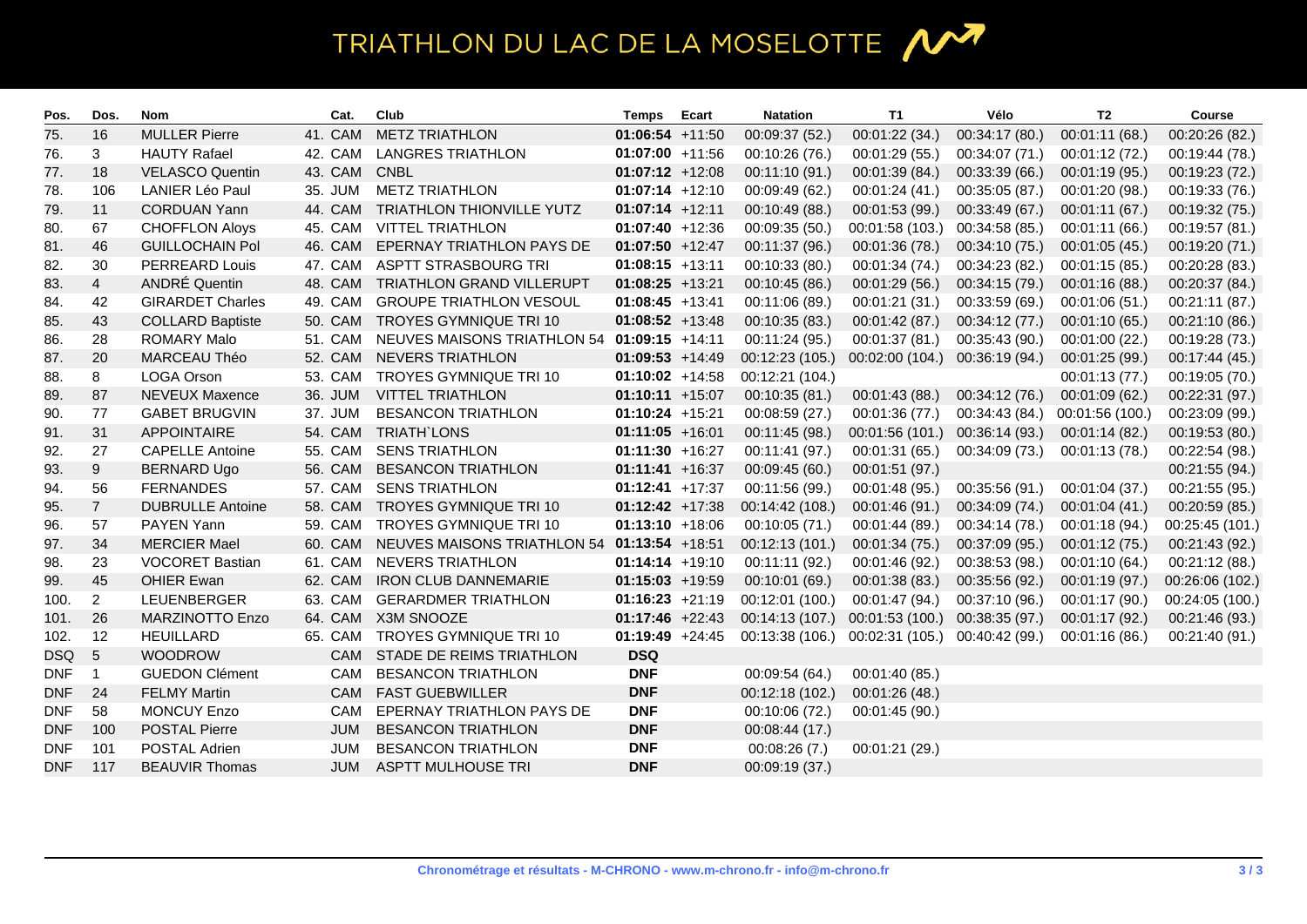# TRIATHLON DU LAC DE LA MOSELOTTE

| Pos. | Dos. | Nom | Cat. | Club | Temps | Ecart | Natation | T1 | Vélo | T2 | Course |
|---|---|---|---|---|---|---|---|---|---|---|---|
| 75. | 16 | MULLER Pierre | 41. CAM | METZ TRIATHLON | **01:06:54** | +11:50 | 00:09:37 (52.) | 00:01:22 (34.) | 00:34:17 (80.) | 00:01:11 (68.) | 00:20:26 (82.) |
| 76. | 3 | HAUTY Rafael | 42. CAM | LANGRES TRIATHLON | **01:07:00** | +11:56 | 00:10:26 (76.) | 00:01:29 (55.) | 00:34:07 (71.) | 00:01:12 (72.) | 00:19:44 (78.) |
| 77. | 18 | VELASCO Quentin | 43. CAM | CNBL | **01:07:12** | +12:08 | 00:11:10 (91.) | 00:01:39 (84.) | 00:33:39 (66.) | 00:01:19 (95.) | 00:19:23 (72.) |
| 78. | 106 | LANIER Léo Paul | 35. JUM | METZ TRIATHLON | **01:07:14** | +12:10 | 00:09:49 (62.) | 00:01:24 (41.) | 00:35:05 (87.) | 00:01:20 (98.) | 00:19:33 (76.) |
| 79. | 11 | CORDUAN Yann | 44. CAM | TRIATHLON THIONVILLE YUTZ | **01:07:14** | +12:11 | 00:10:49 (88.) | 00:01:53 (99.) | 00:33:49 (67.) | 00:01:11 (67.) | 00:19:32 (75.) |
| 80. | 67 | CHOFFLON Aloys | 45. CAM | VITTEL TRIATHLON | **01:07:40** | +12:36 | 00:09:35 (50.) | 00:01:58 (103.) | 00:34:58 (85.) | 00:01:11 (66.) | 00:19:57 (81.) |
| 81. | 46 | GUILLOCHAIN Pol | 46. CAM | EPERNAY TRIATHLON PAYS DE | **01:07:50** | +12:47 | 00:11:37 (96.) | 00:01:36 (78.) | 00:34:10 (75.) | 00:01:05 (45.) | 00:19:20 (71.) |
| 82. | 30 | PERREARD Louis | 47. CAM | ASPTT STRASBOURG TRI | **01:08:15** | +13:11 | 00:10:33 (80.) | 00:01:34 (74.) | 00:34:23 (82.) | 00:01:15 (85.) | 00:20:28 (83.) |
| 83. | 4 | ANDRÉ Quentin | 48. CAM | TRIATHLON GRAND VILLERUPT | **01:08:25** | +13:21 | 00:10:45 (86.) | 00:01:29 (56.) | 00:34:15 (79.) | 00:01:16 (88.) | 00:20:37 (84.) |
| 84. | 42 | GIRARDET Charles | 49. CAM | GROUPE TRIATHLON VESOUL | **01:08:45** | +13:41 | 00:11:06 (89.) | 00:01:21 (31.) | 00:33:59 (69.) | 00:01:06 (51.) | 00:21:11 (87.) |
| 85. | 43 | COLLARD Baptiste | 50. CAM | TROYES GYMNIQUE TRI 10 | **01:08:52** | +13:48 | 00:10:35 (83.) | 00:01:42 (87.) | 00:34:12 (77.) | 00:01:10 (65.) | 00:21:10 (86.) |
| 86. | 28 | ROMARY Malo | 51. CAM | NEUVES MAISONS TRIATHLON 54 | **01:09:15** | +14:11 | 00:11:24 (95.) | 00:01:37 (81.) | 00:35:43 (90.) | 00:01:00 (22.) | 00:19:28 (73.) |
| 87. | 20 | MARCEAU Théo | 52. CAM | NEVERS TRIATHLON | **01:09:53** | +14:49 | 00:12:23 (105.) | 00:02:00 (104.) | 00:36:19 (94.) | 00:01:25 (99.) | 00:17:44 (45.) |
| 88. | 8 | LOGA Orson | 53. CAM | TROYES GYMNIQUE TRI 10 | **01:10:02** | +14:58 | 00:12:21 (104.) | | | 00:01:13 (77.) | 00:19:05 (70.) |
| 89. | 87 | NEVEUX Maxence | 36. JUM | VITTEL TRIATHLON | **01:10:11** | +15:07 | 00:10:35 (81.) | 00:01:43 (88.) | 00:34:12 (76.) | 00:01:09 (62.) | 00:22:31 (97.) |
| 90. | 77 | GABET BRUGVIN | 37. JUM | BESANCON TRIATHLON | **01:10:24** | +15:21 | 00:08:59 (27.) | 00:01:36 (77.) | 00:34:43 (84.) | 00:01:56 (100.) | 00:23:09 (99.) |
| 91. | 31 | APPOINTAIRE | 54. CAM | TRIATH`LONS | **01:11:05** | +16:01 | 00:11:45 (98.) | 00:01:56 (101.) | 00:36:14 (93.) | 00:01:14 (82.) | 00:19:53 (80.) |
| 92. | 27 | CAPELLE Antoine | 55. CAM | SENS TRIATHLON | **01:11:30** | +16:27 | 00:11:41 (97.) | 00:01:31 (65.) | 00:34:09 (73.) | 00:01:13 (78.) | 00:22:54 (98.) |
| 93. | 9 | BERNARD Ugo | 56. CAM | BESANCON TRIATHLON | **01:11:41** | +16:37 | 00:09:45 (60.) | 00:01:51 (97.) | | | 00:21:55 (94.) |
| 94. | 56 | FERNANDES | 57. CAM | SENS TRIATHLON | **01:12:41** | +17:37 | 00:11:56 (99.) | 00:01:48 (95.) | 00:35:56 (91.) | 00:01:04 (37.) | 00:21:55 (95.) |
| 95. | 7 | DUBRULLE Antoine | 58. CAM | TROYES GYMNIQUE TRI 10 | **01:12:42** | +17:38 | 00:14:42 (108.) | 00:01:46 (91.) | 00:34:09 (74.) | 00:01:04 (41.) | 00:20:59 (85.) |
| 96. | 57 | PAYEN Yann | 59. CAM | TROYES GYMNIQUE TRI 10 | **01:13:10** | +18:06 | 00:10:05 (71.) | 00:01:44 (89.) | 00:34:14 (78.) | 00:01:18 (94.) | 00:25:45 (101.) |
| 97. | 34 | MERCIER Mael | 60. CAM | NEUVES MAISONS TRIATHLON 54 | **01:13:54** | +18:51 | 00:12:13 (101.) | 00:01:34 (75.) | 00:37:09 (95.) | 00:01:12 (75.) | 00:21:43 (92.) |
| 98. | 23 | VOCORET Bastian | 61. CAM | NEVERS TRIATHLON | **01:14:14** | +19:10 | 00:11:11 (92.) | 00:01:46 (92.) | 00:38:53 (98.) | 00:01:10 (64.) | 00:21:12 (88.) |
| 99. | 45 | OHIER Ewan | 62. CAM | IRON CLUB DANNEMARIE | **01:15:03** | +19:59 | 00:10:01 (69.) | 00:01:38 (83.) | 00:35:56 (92.) | 00:01:19 (97.) | 00:26:06 (102.) |
| 100. | 2 | LEUENBERGER | 63. CAM | GERARDMER TRIATHLON | **01:16:23** | +21:19 | 00:12:01 (100.) | 00:01:47 (94.) | 00:37:10 (96.) | 00:01:17 (90.) | 00:24:05 (100.) |
| 101. | 26 | MARZINOTTO Enzo | 64. CAM | X3M SNOOZE | **01:17:46** | +22:43 | 00:14:13 (107.) | 00:01:53 (100.) | 00:38:35 (97.) | 00:01:17 (92.) | 00:21:46 (93.) |
| 102. | 12 | HEUILLARD | 65. CAM | TROYES GYMNIQUE TRI 10 | **01:19:49** | +24:45 | 00:13:38 (106.) | 00:02:31 (105.) | 00:40:42 (99.) | 00:01:16 (86.) | 00:21:40 (91.) |
| DSQ | 5 | WOODROW | CAM | STADE DE REIMS TRIATHLON | **DSQ** | | | | | | |
| DNF | 1 | GUEDON Clément | CAM | BESANCON TRIATHLON | **DNF** | | 00:09:54 (64.) | 00:01:40 (85.) | | | |
| DNF | 24 | FELMY Martin | CAM | FAST GUEBWILLER | **DNF** | | 00:12:18 (102.) | 00:01:26 (48.) | | | |
| DNF | 58 | MONCUY Enzo | CAM | EPERNAY TRIATHLON PAYS DE | **DNF** | | 00:10:06 (72.) | 00:01:45 (90.) | | | |
| DNF | 100 | POSTAL Pierre | JUM | BESANCON TRIATHLON | **DNF** | | 00:08:44 (17.) | | | | |
| DNF | 101 | POSTAL Adrien | JUM | BESANCON TRIATHLON | **DNF** | | 00:08:26 (7.) | 00:01:21 (29.) | | | |
| DNF | 117 | BEAUVIR Thomas | JUM | ASPTT MULHOUSE TRI | **DNF** | | 00:09:19 (37.) | | | | |

**Chronométrage et résultats - M-CHRONO - www.m-chrono.fr - info@m-chrono.fr**